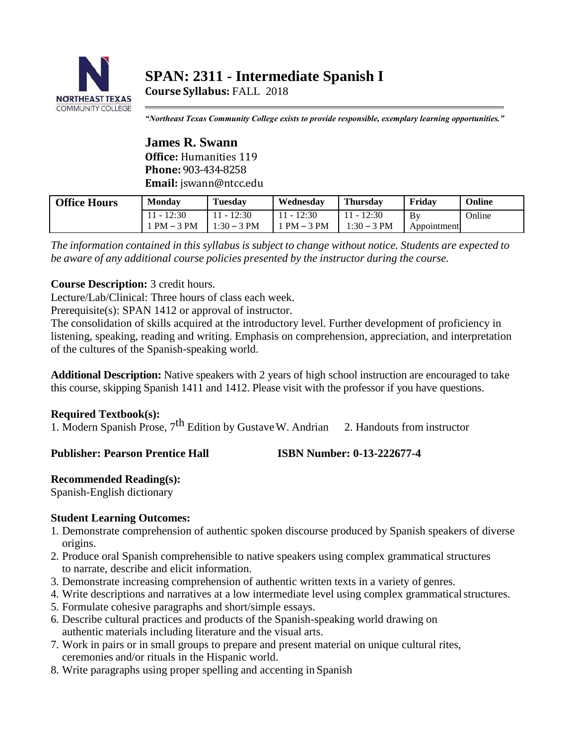# SPAN: 2311 - Intermediate Spanish I

**Course Syllabus:** FALL 2018

*"Northeast Texas Community College exists to provide responsible, exemplary learning opportunities."*

## James R. Swann

**Office:** Humanities 119
**Phone:** 903-434-8258
**Email:** jswann@ntcc.edu

| Office Hours | Monday | Tuesday | Wednesday | Thursday | Friday | Online |
|---|---|---|---|---|---|---|
| | 11 - 12:30<br>1 PM – 3 PM | 11 - 12:30<br>1:30 – 3 PM | 11 - 12:30<br>1 PM – 3 PM | 11 - 12:30<br>1:30 – 3 PM | By Appointment | Online |

*The information contained in this syllabus is subject to change without notice. Students are expected to be aware of any additional course policies presented by the instructor during the course.*

**Course Description:** 3 credit hours.
Lecture/Lab/Clinical: Three hours of class each week.
Prerequisite(s): SPAN 1412 or approval of instructor.
The consolidation of skills acquired at the introductory level. Further development of proficiency in listening, speaking, reading and writing. Emphasis on comprehension, appreciation, and interpretation of the cultures of the Spanish-speaking world.

**Additional Description:** Native speakers with 2 years of high school instruction are encouraged to take this course, skipping Spanish 1411 and 1412. Please visit with the professor if you have questions.

**Required Textbook(s):**
1. Modern Spanish Prose, 7th Edition by Gustave W. Andrian 2. Handouts from instructor

**Publisher: Pearson Prentice Hall** **ISBN Number: 0-13-222677-4**

**Recommended Reading(s):**
Spanish-English dictionary

**Student Learning Outcomes:**

1. Demonstrate comprehension of authentic spoken discourse produced by Spanish speakers of diverse origins.
2. Produce oral Spanish comprehensible to native speakers using complex grammatical structures to narrate, describe and elicit information.
3. Demonstrate increasing comprehension of authentic written texts in a variety of genres.
4. Write descriptions and narratives at a low intermediate level using complex grammatical structures.
5. Formulate cohesive paragraphs and short/simple essays.
6. Describe cultural practices and products of the Spanish-speaking world drawing on authentic materials including literature and the visual arts.
7. Work in pairs or in small groups to prepare and present material on unique cultural rites, ceremonies and/or rituals in the Hispanic world.
8. Write paragraphs using proper spelling and accenting in Spanish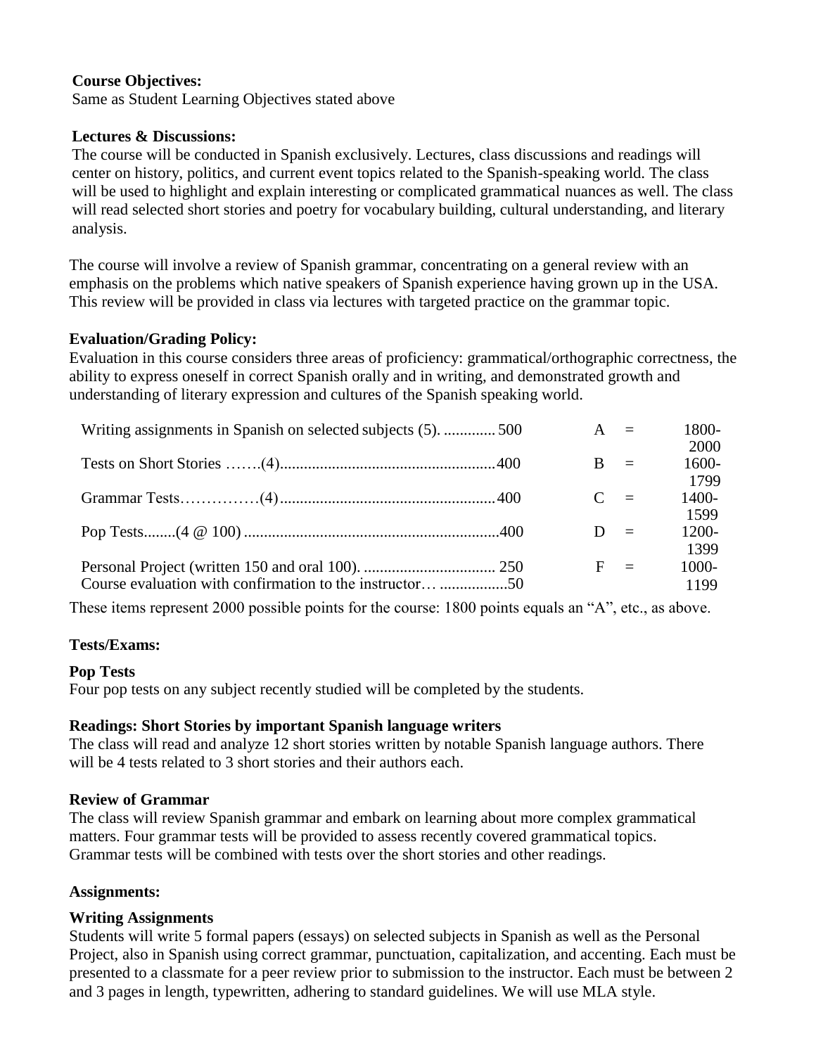**Course Objectives:**
Same as Student Learning Objectives stated above

**Lectures & Discussions:**
The course will be conducted in Spanish exclusively. Lectures, class discussions and readings will center on history, politics, and current event topics related to the Spanish-speaking world. The class will be used to highlight and explain interesting or complicated grammatical nuances as well. The class will read selected short stories and poetry for vocabulary building, cultural understanding, and literary analysis.

The course will involve a review of Spanish grammar, concentrating on a general review with an emphasis on the problems which native speakers of Spanish experience having grown up in the USA. This review will be provided in class via lectures with targeted practice on the grammar topic.

**Evaluation/Grading Policy:**
Evaluation in this course considers three areas of proficiency: grammatical/orthographic correctness, the ability to express oneself in correct Spanish orally and in writing, and demonstrated growth and understanding of literary expression and cultures of the Spanish speaking world.

| Item | Points | Grade | | Range |
|---|---|---|---|---|
| Writing assignments in Spanish on selected subjects (5). | 500 | A | = | 1800-2000 |
| Tests on Short Stories …….(4) | 400 | B | = | 1600-1799 |
| Grammar Tests……………(4) | 400 | C | = | 1400-1599 |
| Pop Tests........(4 @ 100) | 400 | D | = | 1200-1399 |
| Personal Project (written 150 and oral 100). | 250 | F | = | 1000-1199 |
| Course evaluation with confirmation to the instructor… | 50 | | | |

These items represent 2000 possible points for the course: 1800 points equals an "A", etc., as above.

**Tests/Exams:**

**Pop Tests**
Four pop tests on any subject recently studied will be completed by the students.

**Readings: Short Stories by important Spanish language writers**
The class will read and analyze 12 short stories written by notable Spanish language authors. There will be 4 tests related to 3 short stories and their authors each.

**Review of Grammar**
The class will review Spanish grammar and embark on learning about more complex grammatical matters. Four grammar tests will be provided to assess recently covered grammatical topics. Grammar tests will be combined with tests over the short stories and other readings.

**Assignments:**

**Writing Assignments**
Students will write 5 formal papers (essays) on selected subjects in Spanish as well as the Personal Project, also in Spanish using correct grammar, punctuation, capitalization, and accenting. Each must be presented to a classmate for a peer review prior to submission to the instructor. Each must be between 2 and 3 pages in length, typewritten, adhering to standard guidelines. We will use MLA style.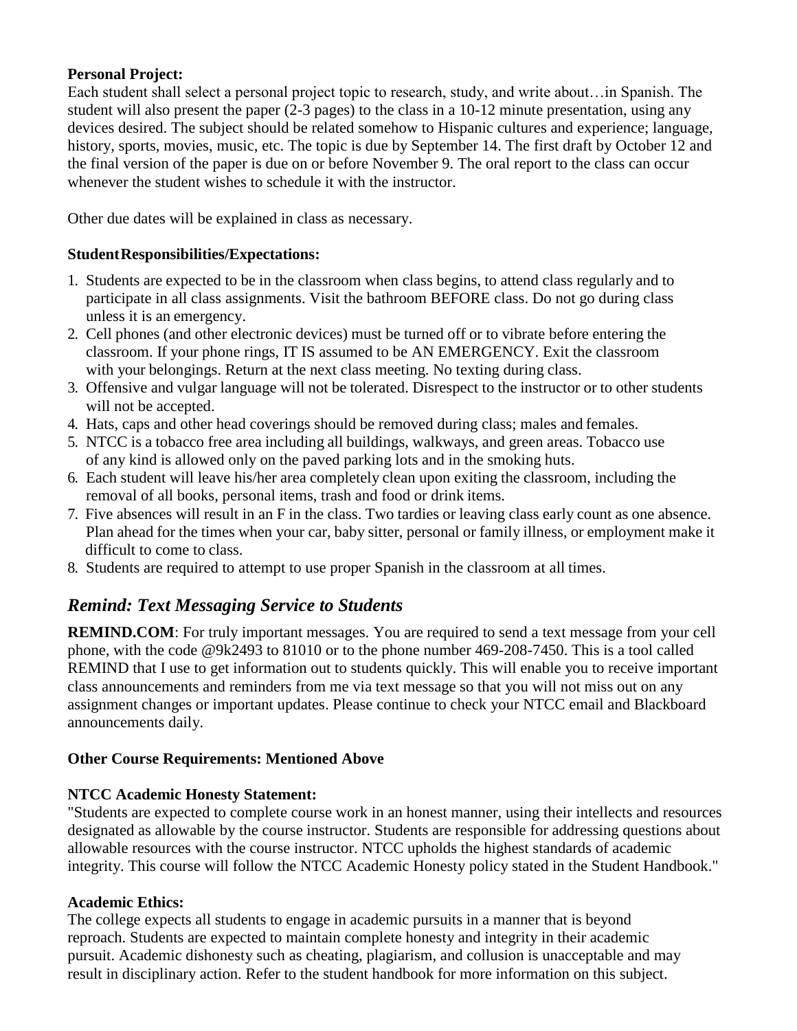**Personal Project:**
Each student shall select a personal project topic to research, study, and write about…in Spanish. The student will also present the paper (2-3 pages) to the class in a 10-12 minute presentation, using any devices desired. The subject should be related somehow to Hispanic cultures and experience; language, history, sports, movies, music, etc. The topic is due by September 14. The first draft by October 12 and the final version of the paper is due on or before November 9. The oral report to the class can occur whenever the student wishes to schedule it with the instructor.

Other due dates will be explained in class as necessary.

**Student Responsibilities/Expectations:**

1. Students are expected to be in the classroom when class begins, to attend class regularly and to participate in all class assignments. Visit the bathroom BEFORE class. Do not go during class unless it is an emergency.
2. Cell phones (and other electronic devices) must be turned off or to vibrate before entering the classroom. If your phone rings, IT IS assumed to be AN EMERGENCY. Exit the classroom with your belongings. Return at the next class meeting. No texting during class.
3. Offensive and vulgar language will not be tolerated. Disrespect to the instructor or to other students will not be accepted.
4. Hats, caps and other head coverings should be removed during class; males and females.
5. NTCC is a tobacco free area including all buildings, walkways, and green areas. Tobacco use of any kind is allowed only on the paved parking lots and in the smoking huts.
6. Each student will leave his/her area completely clean upon exiting the classroom, including the removal of all books, personal items, trash and food or drink items.
7. Five absences will result in an F in the class. Two tardies or leaving class early count as one absence. Plan ahead for the times when your car, baby sitter, personal or family illness, or employment make it difficult to come to class.
8. Students are required to attempt to use proper Spanish in the classroom at all times.

## *Remind: Text Messaging Service to Students*

**REMIND.COM**: For truly important messages. You are required to send a text message from your cell phone, with the code @9k2493 to 81010 or to the phone number 469-208-7450. This is a tool called REMIND that I use to get information out to students quickly. This will enable you to receive important class announcements and reminders from me via text message so that you will not miss out on any assignment changes or important updates. Please continue to check your NTCC email and Blackboard announcements daily.

**Other Course Requirements: Mentioned Above**

**NTCC Academic Honesty Statement:**
"Students are expected to complete course work in an honest manner, using their intellects and resources designated as allowable by the course instructor. Students are responsible for addressing questions about allowable resources with the course instructor. NTCC upholds the highest standards of academic integrity. This course will follow the NTCC Academic Honesty policy stated in the Student Handbook."

**Academic Ethics:**
The college expects all students to engage in academic pursuits in a manner that is beyond reproach. Students are expected to maintain complete honesty and integrity in their academic pursuit. Academic dishonesty such as cheating, plagiarism, and collusion is unacceptable and may result in disciplinary action. Refer to the student handbook for more information on this subject.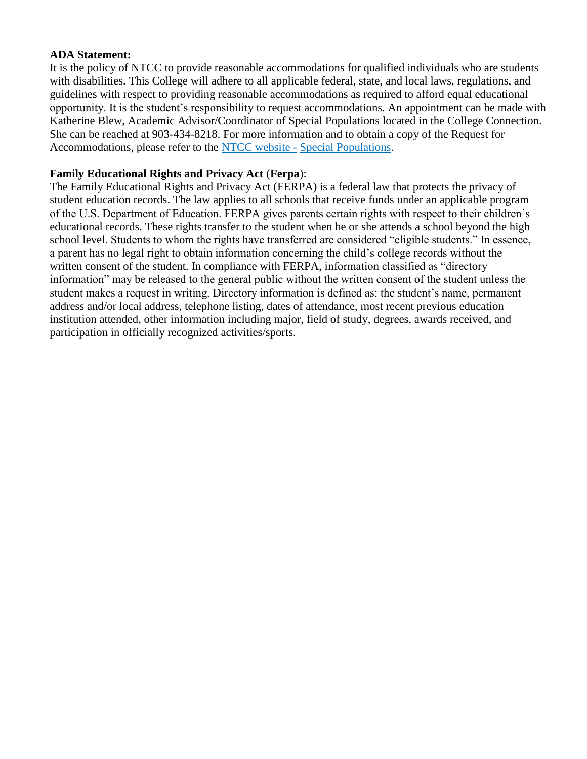**ADA Statement:**
It is the policy of NTCC to provide reasonable accommodations for qualified individuals who are students with disabilities. This College will adhere to all applicable federal, state, and local laws, regulations, and guidelines with respect to providing reasonable accommodations as required to afford equal educational opportunity. It is the student's responsibility to request accommodations. An appointment can be made with Katherine Blew, Academic Advisor/Coordinator of Special Populations located in the College Connection. She can be reached at 903-434-8218. For more information and to obtain a copy of the Request for Accommodations, please refer to the NTCC website - Special Populations.

**Family Educational Rights and Privacy Act** (**Ferpa**):
The Family Educational Rights and Privacy Act (FERPA) is a federal law that protects the privacy of student education records. The law applies to all schools that receive funds under an applicable program of the U.S. Department of Education. FERPA gives parents certain rights with respect to their children's educational records. These rights transfer to the student when he or she attends a school beyond the high school level. Students to whom the rights have transferred are considered "eligible students." In essence, a parent has no legal right to obtain information concerning the child's college records without the written consent of the student. In compliance with FERPA, information classified as "directory information" may be released to the general public without the written consent of the student unless the student makes a request in writing. Directory information is defined as: the student's name, permanent address and/or local address, telephone listing, dates of attendance, most recent previous education institution attended, other information including major, field of study, degrees, awards received, and participation in officially recognized activities/sports.